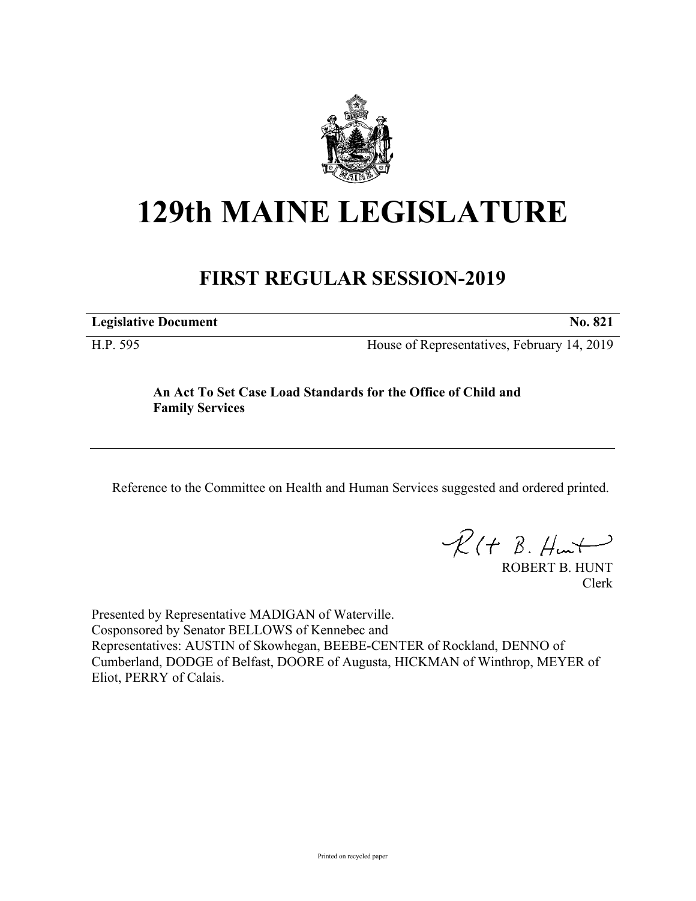# 129th MAINE LEGISLATURE

## FIRST REGULAR SESSION-2019

| **Legislative Document** | **No. 821** |
|---|---|
| H.P. 595 | House of Representatives, February 14, 2019 |

**An Act To Set Case Load Standards for the Office of Child and Family Services**

Reference to the Committee on Health and Human Services suggested and ordered printed.

ROBERT B. HUNT
Clerk

Presented by Representative MADIGAN of Waterville.
Cosponsored by Senator BELLOWS of Kennebec and
Representatives: AUSTIN of Skowhegan, BEEBE-CENTER of Rockland, DENNO of Cumberland, DODGE of Belfast, DOORE of Augusta, HICKMAN of Winthrop, MEYER of Eliot, PERRY of Calais.

Printed on recycled paper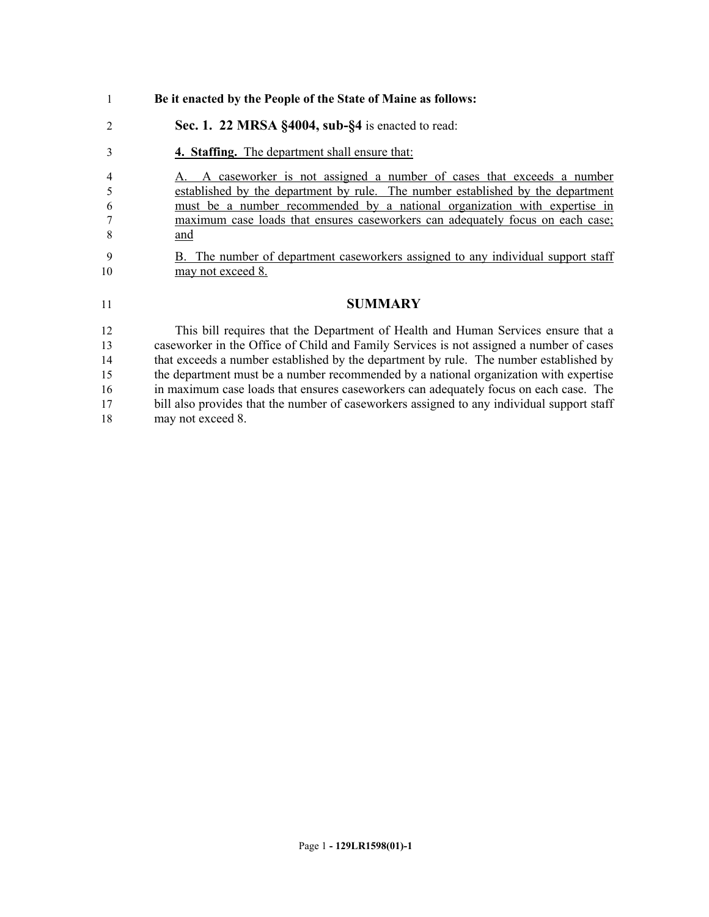**Be it enacted by the People of the State of Maine as follows:**

**Sec. 1. 22 MRSA §4004, sub-§4** is enacted to read:

**4. Staffing.** The department shall ensure that:

A. A caseworker is not assigned a number of cases that exceeds a number established by the department by rule. The number established by the department must be a number recommended by a national organization with expertise in maximum case loads that ensures caseworkers can adequately focus on each case; and

B. The number of department caseworkers assigned to any individual support staff may not exceed 8.

## SUMMARY

This bill requires that the Department of Health and Human Services ensure that a caseworker in the Office of Child and Family Services is not assigned a number of cases that exceeds a number established by the department by rule. The number established by the department must be a number recommended by a national organization with expertise in maximum case loads that ensures caseworkers can adequately focus on each case. The bill also provides that the number of caseworkers assigned to any individual support staff may not exceed 8.